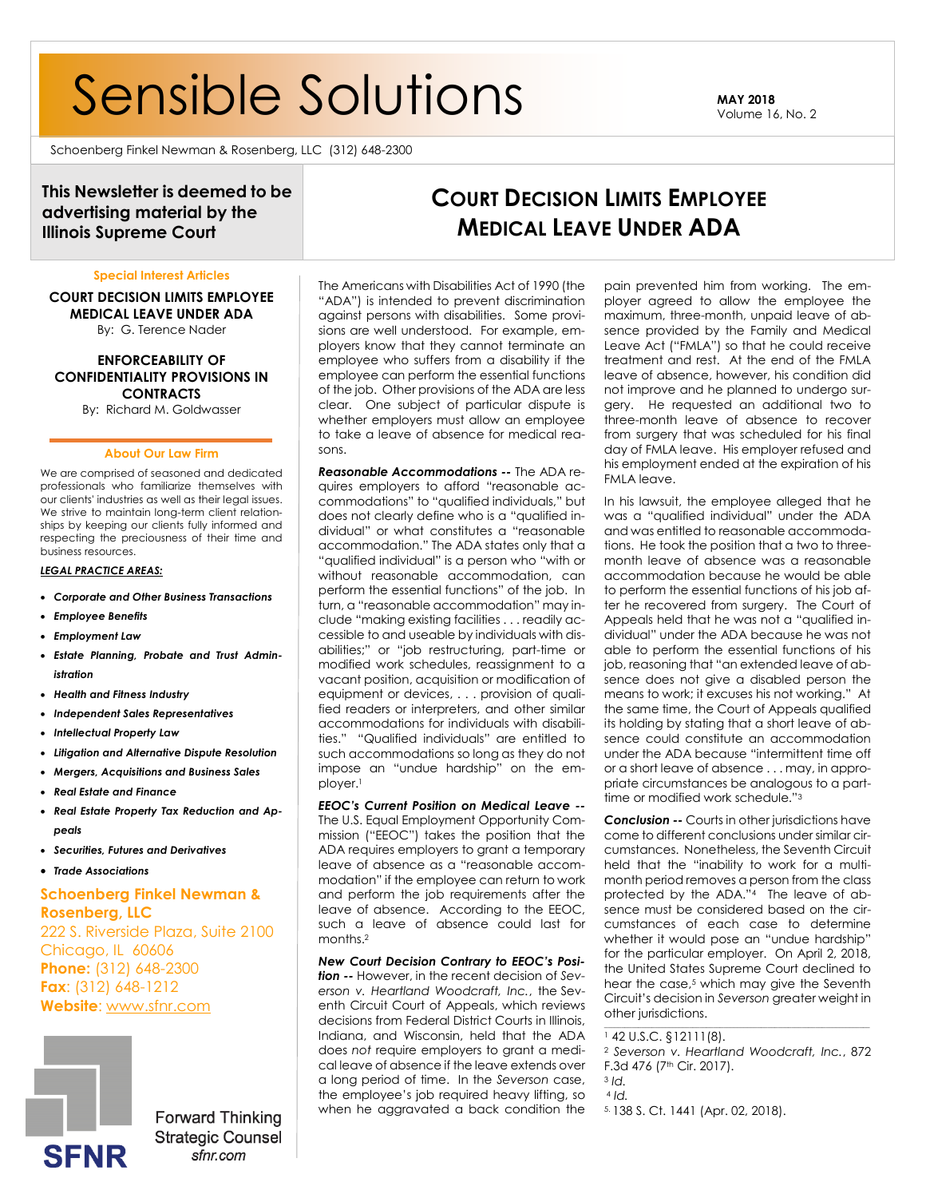# Sensible Solutions

**MAY 2018**
Volume 16, No. 2

Schoenberg Finkel Newman & Rosenberg, LLC (312) 648-2300

**This Newsletter is deemed to be advertising material by the Illinois Supreme Court**

## Court Decision Limits Employee Medical Leave Under ADA

The Americans with Disabilities Act of 1990 (the "ADA") is intended to prevent discrimination against persons with disabilities. Some provisions are well understood. For example, employers know that they cannot terminate an employee who suffers from a disability if the employee can perform the essential functions of the job. Other provisions of the ADA are less clear. One subject of particular dispute is whether employers must allow an employee to take a leave of absence for medical reasons.

***Reasonable Accommodations --*** The ADA requires employers to afford "reasonable accommodations" to "qualified individuals," but does not clearly define who is a "qualified individual" or what constitutes a "reasonable accommodation." The ADA states only that a "qualified individual" is a person who "with or without reasonable accommodation, can perform the essential functions" of the job. In turn, a "reasonable accommodation" may include "making existing facilities . . . readily accessible to and useable by individuals with disabilities;" or "job restructuring, part-time or modified work schedules, reassignment to a vacant position, acquisition or modification of equipment or devices, . . . provision of qualified readers or interpreters, and other similar accommodations for individuals with disabilities." "Qualified individuals" are entitled to such accommodations so long as they do not impose an "undue hardship" on the employer.[1]

***EEOC's Current Position on Medical Leave --*** The U.S. Equal Employment Opportunity Commission ("EEOC") takes the position that the ADA requires employers to grant a temporary leave of absence as a "reasonable accommodation" if the employee can return to work and perform the job requirements after the leave of absence. According to the EEOC, such a leave of absence could last for months.[2]

***New Court Decision Contrary to EEOC's Position --*** However, in the recent decision of *Severson v. Heartland Woodcraft, Inc.*, the Seventh Circuit Court of Appeals, which reviews decisions from Federal District Courts in Illinois, Indiana, and Wisconsin, held that the ADA does *not* require employers to grant a medical leave of absence if the leave extends over a long period of time. In the *Severson* case, the employee's job required heavy lifting, so when he aggravated a back condition the pain prevented him from working. The employer agreed to allow the employee the maximum, unpaid three-month, unpaid leave of absence provided by the Family and Medical Leave Act ("FMLA") so that he could receive treatment and rest. At the end of the FMLA leave of absence, however, his condition did not improve and he planned to undergo surgery. He requested an additional two to three-month leave of absence to recover from surgery that was scheduled for his final day of FMLA leave. His employer refused and his employment ended at the expiration of his FMLA leave.

In his lawsuit, the employee alleged that he was a "qualified individual" under the ADA and was entitled to reasonable accommodations. He took the position that a two to three-month leave of absence was a reasonable accommodation because he would be able to perform the essential functions of his job after he recovered from surgery. The Court of Appeals held that he was not a "qualified individual" under the ADA because he was not able to perform the essential functions of his job, reasoning that "an extended leave of absence does not give a disabled person the means to work; it excuses his not working." At the same time, the Court of Appeals qualified its holding by stating that a short leave of absence could constitute an accommodation under the ADA because "intermittent time off or a short leave of absence . . . may, in appropriate circumstances be analogous to a part-time or modified work schedule."[3]

***Conclusion --*** Courts in other jurisdictions have come to different conclusions under similar circumstances. Nonetheless, the Seventh Circuit held that the "inability to work for a multi-month period removes a person from the class protected by the ADA."[4] The leave of absence must be considered based on the circumstances of each case to determine whether it would pose an "undue hardship" for the particular employer. On April 2, 2018, the United States Supreme Court declined to hear the case,[5] which may give the Seventh Circuit's decision in *Severson* greater weight in other jurisdictions.

[1] 42 U.S.C. §12111(8).
[2] *Severson v. Heartland Woodcraft, Inc.*, 872 F.3d 476 (7th Cir. 2017).
[3] *Id.*
[4] *Id.*
[5] 138 S. Ct. 1441 (Apr. 02, 2018).

---

**Special Interest Articles**

**COURT DECISION LIMITS EMPLOYEE MEDICAL LEAVE UNDER ADA**
By: G. Terence Nader

**ENFORCEABILITY OF CONFIDENTIALITY PROVISIONS IN CONTRACTS**
By: Richard M. Goldwasser

**About Our Law Firm**

We are comprised of seasoned and dedicated professionals who familiarize themselves with our clients' industries as well as their legal issues. We strive to maintain long-term client relationships by keeping our clients fully informed and respecting the preciousness of their time and business resources.

***LEGAL PRACTICE AREAS:***

- *Corporate and Other Business Transactions*
- *Employee Benefits*
- *Employment Law*
- *Estate Planning, Probate and Trust Administration*
- *Health and Fitness Industry*
- *Independent Sales Representatives*
- *Intellectual Property Law*
- *Litigation and Alternative Dispute Resolution*
- *Mergers, Acquisitions and Business Sales*
- *Real Estate and Finance*
- *Real Estate Property Tax Reduction and Appeals*
- *Securities, Futures and Derivatives*
- *Trade Associations*

**Schoenberg Finkel Newman & Rosenberg, LLC**
222 S. Riverside Plaza, Suite 2100
Chicago, IL 60606
**Phone:** (312) 648-2300
**Fax:** (312) 648-1212
**Website:** www.sfnr.com

SFNR
Forward Thinking
Strategic Counsel
*sfnr.com*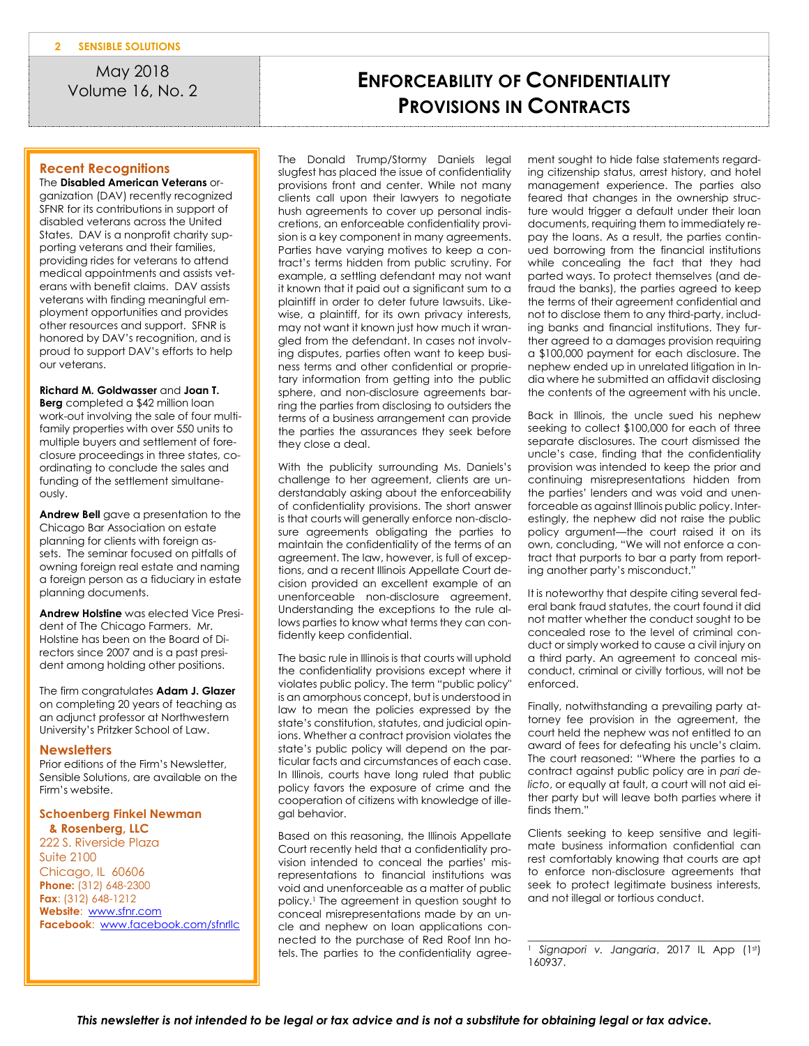# Enforceability of Confidentiality Provisions in Contracts

The Donald Trump/Stormy Daniels legal slugfest has placed the issue of confidentiality provisions front and center. While not many clients call upon their lawyers to negotiate hush agreements to cover up personal indiscretions, an enforceable confidentiality provision is a key component in many agreements. Parties have varying motives to keep a contract's terms hidden from public scrutiny. For example, a settling defendant may not want it known that it paid out a significant sum to a plaintiff in order to deter future lawsuits. Likewise, a plaintiff, for its own privacy interests, may not want it known just how much it wrangled from the defendant. In cases not involving disputes, parties often want to keep business terms and other confidential or proprietary information from getting into the public sphere, and non-disclosure agreements barring the parties from disclosing to outsiders the terms of a business arrangement can provide the parties the assurances they seek before they close a deal.

With the publicity surrounding Ms. Daniels's challenge to her agreement, clients are understandably asking about the enforceability of confidentiality provisions. The short answer is that courts will generally enforce non-disclosure agreements obligating the parties to maintain the confidentiality of the terms of an agreement. The law, however, is full of exceptions, and a recent Illinois Appellate Court decision provided an excellent example of an unenforceable non-disclosure agreement. Understanding the exceptions to the rule allows parties to know what terms they can confidently keep confidential.

The basic rule in Illinois is that courts will uphold the confidentiality provisions except where it violates public policy. The term "public policy" is an amorphous concept, but is understood in law to mean the policies expressed by the state's constitution, statutes, and judicial opinions. Whether a contract provision violates the state's public policy will depend on the particular facts and circumstances of each case. In Illinois, courts have long ruled that public policy favors the exposure of crime and the cooperation of citizens with knowledge of illegal behavior.

Based on this reasoning, the Illinois Appellate Court recently held that a confidentiality provision intended to conceal the parties' misrepresentations to financial institutions was void and unenforceable as a matter of public policy.[1] The agreement in question sought to conceal misrepresentations made by an uncle and nephew on loan applications connected to the purchase of Red Roof Inn hotels. The parties to the confidentiality agreement sought to hide false statements regarding citizenship status, arrest history, and hotel management experience. The parties also feared that changes in the ownership structure would trigger a default under their loan documents, requiring them to immediately repay the loans. As a result, the parties continued borrowing from the financial institutions while concealing the fact that they had parted ways. To protect themselves (and defraud the banks), the parties agreed to keep the terms of their agreement confidential and not to disclose them to any third-party, including banks and financial institutions. They further agreed to a damages provision requiring a $100,000 payment for each disclosure. The nephew ended up in unrelated litigation in India where he submitted an affidavit disclosing the contents of the agreement with his uncle.

Back in Illinois, the uncle sued his nephew seeking to collect $100,000 for each of three separate disclosures. The court dismissed the uncle's case, finding that the confidentiality provision was intended to keep the prior and continuing misrepresentations hidden from the parties' lenders and was void and unenforceable as against Illinois public policy. Interestingly, the nephew did not raise the public policy argument—the court raised it on its own, concluding, "We will not enforce a contract that purports to bar a party from reporting another party's misconduct."

It is noteworthy that despite citing several federal bank fraud statutes, the court found it did not matter whether the conduct sought to be concealed rose to the level of criminal conduct or simply worked to cause a civil injury on a third party. An agreement to conceal misconduct, criminal or civilly tortious, will not be enforced.

Finally, notwithstanding a prevailing party attorney fee provision in the agreement, the court held the nephew was not entitled to an award of fees for defeating his uncle's claim. The court reasoned: "Where the parties to a contract against public policy are in *pari delicto*, or equally at fault, a court will not aid either party but will leave both parties where it finds them."

Clients seeking to keep sensitive and legitimate business information confidential can rest comfortably knowing that courts are apt to enforce non-disclosure agreements that seek to protect legitimate business interests, and not illegal or tortious conduct.

[1] *Signapori v. Jangaria*, 2017 IL App (1st) 160937.

## Recent Recognitions

The **Disabled American Veterans** organization (DAV) recently recognized SFNR for its contributions in support of disabled veterans across the United States. DAV is a nonprofit charity supporting veterans and their families, providing rides for veterans to attend medical appointments and assists veterans with benefit claims. DAV assists veterans with finding meaningful employment opportunities and provides other resources and support. SFNR is honored by DAV's recognition, and is proud to support DAV's efforts to help our veterans.

**Richard M. Goldwasser** and **Joan T. Berg** completed a $42 million loan work-out involving the sale of four multi-family properties with over 550 units to multiple buyers and settlement of foreclosure proceedings in three states, coordinating to conclude the sales and funding of the settlement simultaneously.

**Andrew Bell** gave a presentation to the Chicago Bar Association on estate planning for clients with foreign assets. The seminar focused on pitfalls of owning foreign real estate and naming a foreign person as a fiduciary in estate planning documents.

**Andrew Holstine** was elected Vice President of The Chicago Farmers. Mr. Holstine has been on the Board of Directors since 2007 and is a past president among holding other positions.

The firm congratulates **Adam J. Glazer** on completing 20 years of teaching as an adjunct professor at Northwestern University's Pritzker School of Law.

## Newsletters

Prior editions of the Firm's Newsletter, Sensible Solutions, are available on the Firm's website.

**Schoenberg Finkel Newman & Rosenberg, LLC**
222 S. Riverside Plaza
Suite 2100
Chicago, IL 60606
**Phone:** (312) 648-2300
**Fax**: (312) 648-1212
**Website**: www.sfnr.com
**Facebook**: www.facebook.com/sfnrllc

***This newsletter is not intended to be legal or tax advice and is not a substitute for obtaining legal or tax advice.***